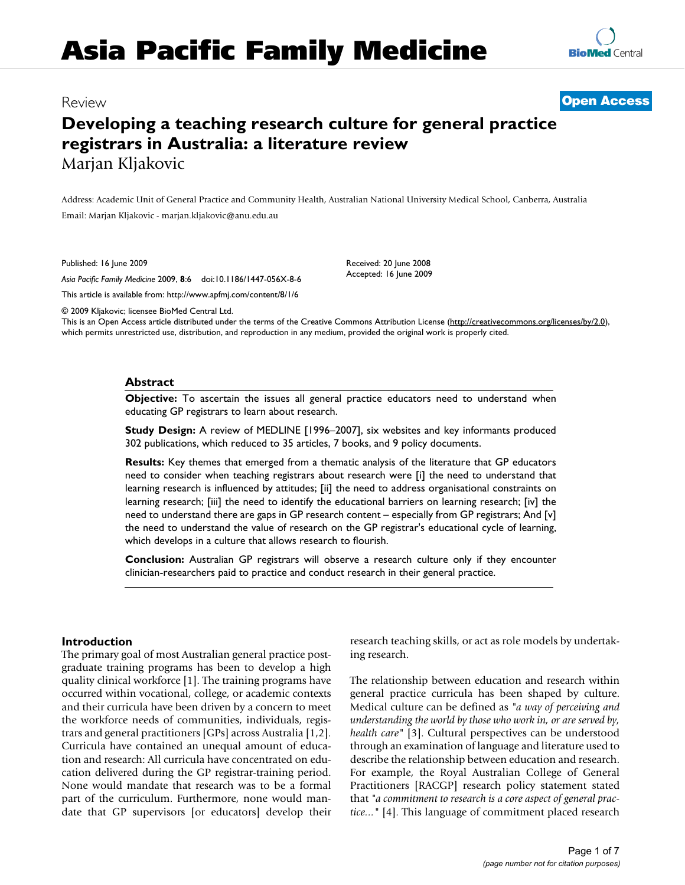# Asia Pacific Family Medicine

Review

**Open Access**

# Developing a teaching research culture for general practice registrars in Australia: a literature review

Marjan Kljakovic

Address: Academic Unit of General Practice and Community Health, Australian National University Medical School, Canberra, Australia

Email: Marjan Kljakovic - marjan.kljakovic@anu.edu.au

Published: 16 June 2009

*Asia Pacific Family Medicine* 2009, **8**:6 doi:10.1186/1447-056X-8-6

This article is available from: http://www.apfmj.com/content/8/1/6

Received: 20 June 2008
Accepted: 16 June 2009

© 2009 Kljakovic; licensee BioMed Central Ltd.

This is an Open Access article distributed under the terms of the Creative Commons Attribution License (http://creativecommons.org/licenses/by/2.0), which permits unrestricted use, distribution, and reproduction in any medium, provided the original work is properly cited.

## Abstract

**Objective:** To ascertain the issues all general practice educators need to understand when educating GP registrars to learn about research.

**Study Design:** A review of MEDLINE [1996–2007], six websites and key informants produced 302 publications, which reduced to 35 articles, 7 books, and 9 policy documents.

**Results:** Key themes that emerged from a thematic analysis of the literature that GP educators need to consider when teaching registrars about research were [i] the need to understand that learning research is influenced by attitudes; [ii] the need to address organisational constraints on learning research; [iii] the need to identify the educational barriers on learning research; [iv] the need to understand there are gaps in GP research content – especially from GP registrars; And [v] the need to understand the value of research on the GP registrar's educational cycle of learning, which develops in a culture that allows research to flourish.

**Conclusion:** Australian GP registrars will observe a research culture only if they encounter clinician-researchers paid to practice and conduct research in their general practice.

## Introduction

The primary goal of most Australian general practice post-graduate training programs has been to develop a high quality clinical workforce [1]. The training programs have occurred within vocational, college, or academic contexts and their curricula have been driven by a concern to meet the workforce needs of communities, individuals, registrars and general practitioners [GPs] across Australia [1,2]. Curricula have contained an unequal amount of education and research: All curricula have concentrated on education delivered during the GP registrar-training period. None would mandate that research was to be a formal part of the curriculum. Furthermore, none would mandate that GP supervisors [or educators] develop their research teaching skills, or act as role models by undertaking research.

The relationship between education and research within general practice curricula has been shaped by culture. Medical culture can be defined as "*a way of perceiving and understanding the world by those who work in, or are served by, health care*" [3]. Cultural perspectives can be understood through an examination of language and literature used to describe the relationship between education and research. For example, the Royal Australian College of General Practitioners [RACGP] research policy statement stated that "*a commitment to research is a core aspect of general practice...*" [4]. This language of commitment placed research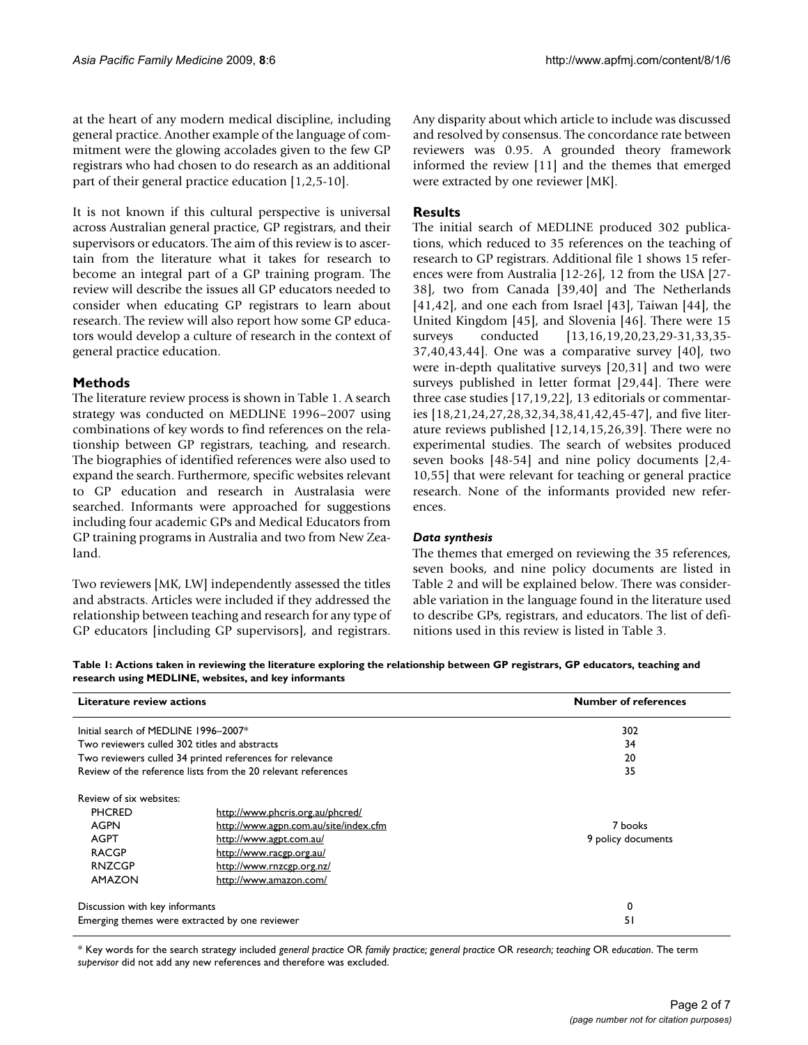at the heart of any modern medical discipline, including general practice. Another example of the language of commitment were the glowing accolades given to the few GP registrars who had chosen to do research as an additional part of their general practice education [1,2,5-10].

It is not known if this cultural perspective is universal across Australian general practice, GP registrars, and their supervisors or educators. The aim of this review is to ascertain from the literature what it takes for research to become an integral part of a GP training program. The review will describe the issues all GP educators needed to consider when educating GP registrars to learn about research. The review will also report how some GP educators would develop a culture of research in the context of general practice education.

## Methods

The literature review process is shown in Table 1. A search strategy was conducted on MEDLINE 1996–2007 using combinations of key words to find references on the relationship between GP registrars, teaching, and research. The biographies of identified references were also used to expand the search. Furthermore, specific websites relevant to GP education and research in Australasia were searched. Informants were approached for suggestions including four academic GPs and Medical Educators from GP training programs in Australia and two from New Zealand.

Two reviewers [MK, LW] independently assessed the titles and abstracts. Articles were included if they addressed the relationship between teaching and research for any type of GP educators [including GP supervisors], and registrars. Any disparity about which article to include was discussed and resolved by consensus. The concordance rate between reviewers was 0.95. A grounded theory framework informed the review [11] and the themes that emerged were extracted by one reviewer [MK].

## Results

The initial search of MEDLINE produced 302 publications, which reduced to 35 references on the teaching of research to GP registrars. Additional file 1 shows 15 references were from Australia [12-26], 12 from the USA [27-38], two from Canada [39,40] and The Netherlands [41,42], and one each from Israel [43], Taiwan [44], the United Kingdom [45], and Slovenia [46]. There were 15 surveys conducted [13,16,19,20,23,29-31,33,35-37,40,43,44]. One was a comparative survey [40], two were in-depth qualitative surveys [20,31] and two were surveys published in letter format [29,44]. There were three case studies [17,19,22], 13 editorials or commentaries [18,21,24,27,28,32,34,38,41,42,45-47], and five literature reviews published [12,14,15,26,39]. There were no experimental studies. The search of websites produced seven books [48-54] and nine policy documents [2,4-10,55] that were relevant for teaching or general practice research. None of the informants provided new references.

### *Data synthesis*

The themes that emerged on reviewing the 35 references, seven books, and nine policy documents are listed in Table 2 and will be explained below. There was considerable variation in the language found in the literature used to describe GPs, registrars, and educators. The list of definitions used in this review is listed in Table 3.

**Table 1: Actions taken in reviewing the literature exploring the relationship between GP registrars, GP educators, teaching and research using MEDLINE, websites, and key informants**

| Literature review actions | | Number of references |
|---|---|---|
| Initial search of MEDLINE 1996–2007* | | 302 |
| Two reviewers culled 302 titles and abstracts | | 34 |
| Two reviewers culled 34 printed references for relevance | | 20 |
| Review of the reference lists from the 20 relevant references | | 35 |
| Review of six websites: | | |
| PHCRED | http://www.phcris.org.au/phcred/ | |
| AGPN | http://www.agpn.com.au/site/index.cfm | 7 books |
| AGPT | http://www.agpt.com.au/ | 9 policy documents |
| RACGP | http://www.racgp.org.au/ | |
| RNZCGP | http://www.rnzcgp.org.nz/ | |
| AMAZON | http://www.amazon.com/ | |
| Discussion with key informants | | 0 |
| Emerging themes were extracted by one reviewer | | 51 |

\* Key words for the search strategy included *general practice* OR *family practice; general practice* OR *research; teaching* OR *education*. The term *supervisor* did not add any new references and therefore was excluded.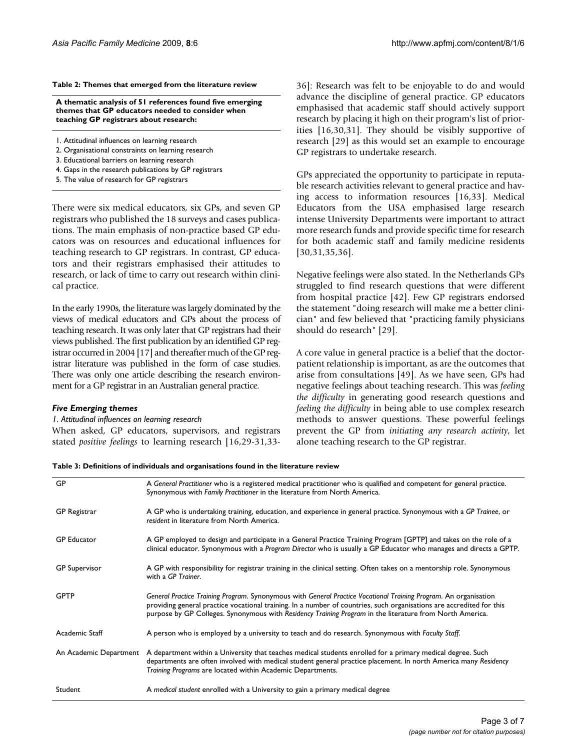**Table 2: Themes that emerged from the literature review**

| A thematic analysis of 51 references found five emerging themes that GP educators needed to consider when teaching GP registrars about research: |
| --- |
| 1. Attitudinal influences on learning research<br>2. Organisational constraints on learning research<br>3. Educational barriers on learning research<br>4. Gaps in the research publications by GP registrars<br>5. The value of research for GP registrars |

There were six medical educators, six GPs, and seven GP registrars who published the 18 surveys and cases publications. The main emphasis of non-practice based GP educators was on resources and educational influences for teaching research to GP registrars. In contrast, GP educators and their registrars emphasised their attitudes to research, or lack of time to carry out research within clinical practice.

In the early 1990s, the literature was largely dominated by the views of medical educators and GPs about the process of teaching research. It was only later that GP registrars had their views published. The first publication by an identified GP registrar occurred in 2004 [17] and thereafter much of the GP registrar literature was published in the form of case studies. There was only one article describing the research environment for a GP registrar in an Australian general practice.

### *Five Emerging themes*

#### *1. Attitudinal influences on learning research*

When asked, GP educators, supervisors, and registrars stated *positive feelings* to learning research [16,29-31,33-36]: Research was felt to be enjoyable to do and would advance the discipline of general practice. GP educators emphasised that academic staff should actively support research by placing it high on their program's list of priorities [16,30,31]. They should be visibly supportive of research [29] as this would set an example to encourage GP registrars to undertake research.

GPs appreciated the opportunity to participate in reputable research activities relevant to general practice and having access to information resources [16,33]. Medical Educators from the USA emphasised large research intense University Departments were important to attract more research funds and provide specific time for research for both academic staff and family medicine residents [30,31,35,36].

Negative feelings were also stated. In the Netherlands GPs struggled to find research questions that were different from hospital practice [42]. Few GP registrars endorsed the statement "doing research will make me a better clinician" and few believed that "practicing family physicians should do research" [29].

A core value in general practice is a belief that the doctor-patient relationship is important, as are the outcomes that arise from consultations [49]. As we have seen, GPs had negative feelings about teaching research. This was *feeling the difficulty* in generating good research questions and *feeling the difficulty* in being able to use complex research methods to answer questions. These powerful feelings prevent the GP from *initiating any research activity*, let alone teaching research to the GP registrar.

**Table 3: Definitions of individuals and organisations found in the literature review**

| | |
| --- | --- |
| GP | A *General Practitioner* who is a registered medical practitioner who is qualified and competent for general practice. Synonymous with *Family Practitioner* in the literature from North America. |
| GP Registrar | A GP who is undertaking training, education, and experience in general practice. Synonymous with a *GP Trainee*, or *resident* in literature from North America. |
| GP Educator | A GP employed to design and participate in a General Practice Training Program [GPTP] and takes on the role of a clinical educator. Synonymous with a *Program Director* who is usually a GP Educator who manages and directs a GPTP. |
| GP Supervisor | A GP with responsibility for registrar training in the clinical setting. Often takes on a mentorship role. Synonymous with a *GP Trainer*. |
| GPTP | *General Practice Training Program*. Synonymous with *General Practice Vocational Training Program*. An organisation providing general practice vocational training. In a number of countries, such organisations are accredited for this purpose by GP Colleges. Synonymous with *Residency Training Program* in the literature from North America. |
| Academic Staff | A person who is employed by a university to teach and do research. Synonymous with *Faculty Staff*. |
| An Academic Department | A department within a University that teaches medical students enrolled for a primary medical degree. Such departments are often involved with medical student general practice placement. In north America many *Residency Training Programs* are located within Academic Departments. |
| Student | A *medical student* enrolled with a University to gain a primary medical degree |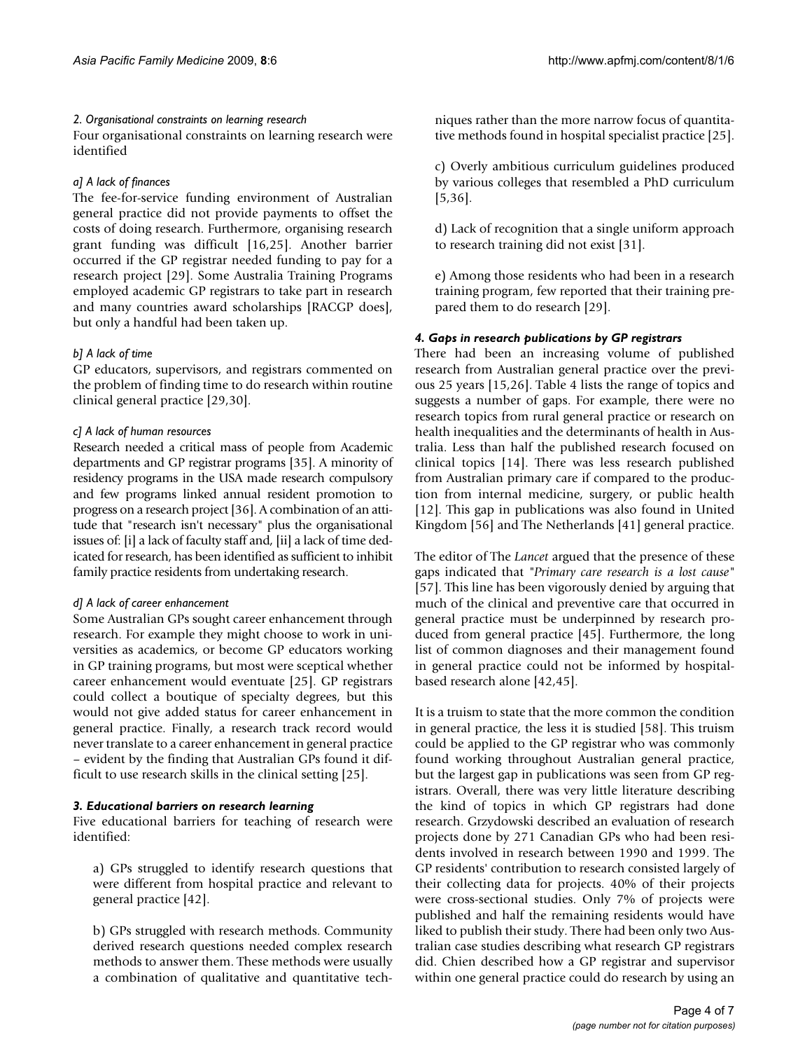*2. Organisational constraints on learning research*

Four organisational constraints on learning research were identified

*a] A lack of finances*

The fee-for-service funding environment of Australian general practice did not provide payments to offset the costs of doing research. Furthermore, organising research grant funding was difficult [16,25]. Another barrier occurred if the GP registrar needed funding to pay for a research project [29]. Some Australia Training Programs employed academic GP registrars to take part in research and many countries award scholarships [RACGP does], but only a handful had been taken up.

*b] A lack of time*

GP educators, supervisors, and registrars commented on the problem of finding time to do research within routine clinical general practice [29,30].

*c] A lack of human resources*

Research needed a critical mass of people from Academic departments and GP registrar programs [35]. A minority of residency programs in the USA made research compulsory and few programs linked annual resident promotion to progress on a research project [36]. A combination of an attitude that "research isn't necessary" plus the organisational issues of: [i] a lack of faculty staff and, [ii] a lack of time dedicated for research, has been identified as sufficient to inhibit family practice residents from undertaking research.

*d] A lack of career enhancement*

Some Australian GPs sought career enhancement through research. For example they might choose to work in universities as academics, or become GP educators working in GP training programs, but most were sceptical whether career enhancement would eventuate [25]. GP registrars could collect a boutique of specialty degrees, but this would not give added status for career enhancement in general practice. Finally, a research track record would never translate to a career enhancement in general practice – evident by the finding that Australian GPs found it difficult to use research skills in the clinical setting [25].

***3. Educational barriers on research learning***

Five educational barriers for teaching of research were identified:

a) GPs struggled to identify research questions that were different from hospital practice and relevant to general practice [42].

b) GPs struggled with research methods. Community derived research questions needed complex research methods to answer them. These methods were usually a combination of qualitative and quantitative techniques rather than the more narrow focus of quantitative methods found in hospital specialist practice [25].

c) Overly ambitious curriculum guidelines produced by various colleges that resembled a PhD curriculum [5,36].

d) Lack of recognition that a single uniform approach to research training did not exist [31].

e) Among those residents who had been in a research training program, few reported that their training prepared them to do research [29].

***4. Gaps in research publications by GP registrars***

There had been an increasing volume of published research from Australian general practice over the previous 25 years [15,26]. Table 4 lists the range of topics and suggests a number of gaps. For example, there were no research topics from rural general practice or research on health inequalities and the determinants of health in Australia. Less than half the published research focused on clinical topics [14]. There was less research published from Australian primary care if compared to the production from internal medicine, surgery, or public health [12]. This gap in publications was also found in United Kingdom [56] and The Netherlands [41] general practice.

The editor of The *Lancet* argued that the presence of these gaps indicated that "*Primary care research is a lost cause*" [57]. This line has been vigorously denied by arguing that much of the clinical and preventive care that occurred in general practice must be underpinned by research produced from general practice [45]. Furthermore, the long list of common diagnoses and their management found in general practice could not be informed by hospital-based research alone [42,45].

It is a truism to state that the more common the condition in general practice, the less it is studied [58]. This truism could be applied to the GP registrar who was commonly found working throughout Australian general practice, but the largest gap in publications was seen from GP registrars. Overall, there was very little literature describing the kind of topics in which GP registrars had done research. Grzydowski described an evaluation of research projects done by 271 Canadian GPs who had been residents involved in research between 1990 and 1999. The GP residents' contribution to research consisted largely of their collecting data for projects. 40% of their projects were cross-sectional studies. Only 7% of projects were published and half the remaining residents would have liked to publish their study. There had been only two Australian case studies describing what research GP registrars did. Chien described how a GP registrar and supervisor within one general practice could do research by using an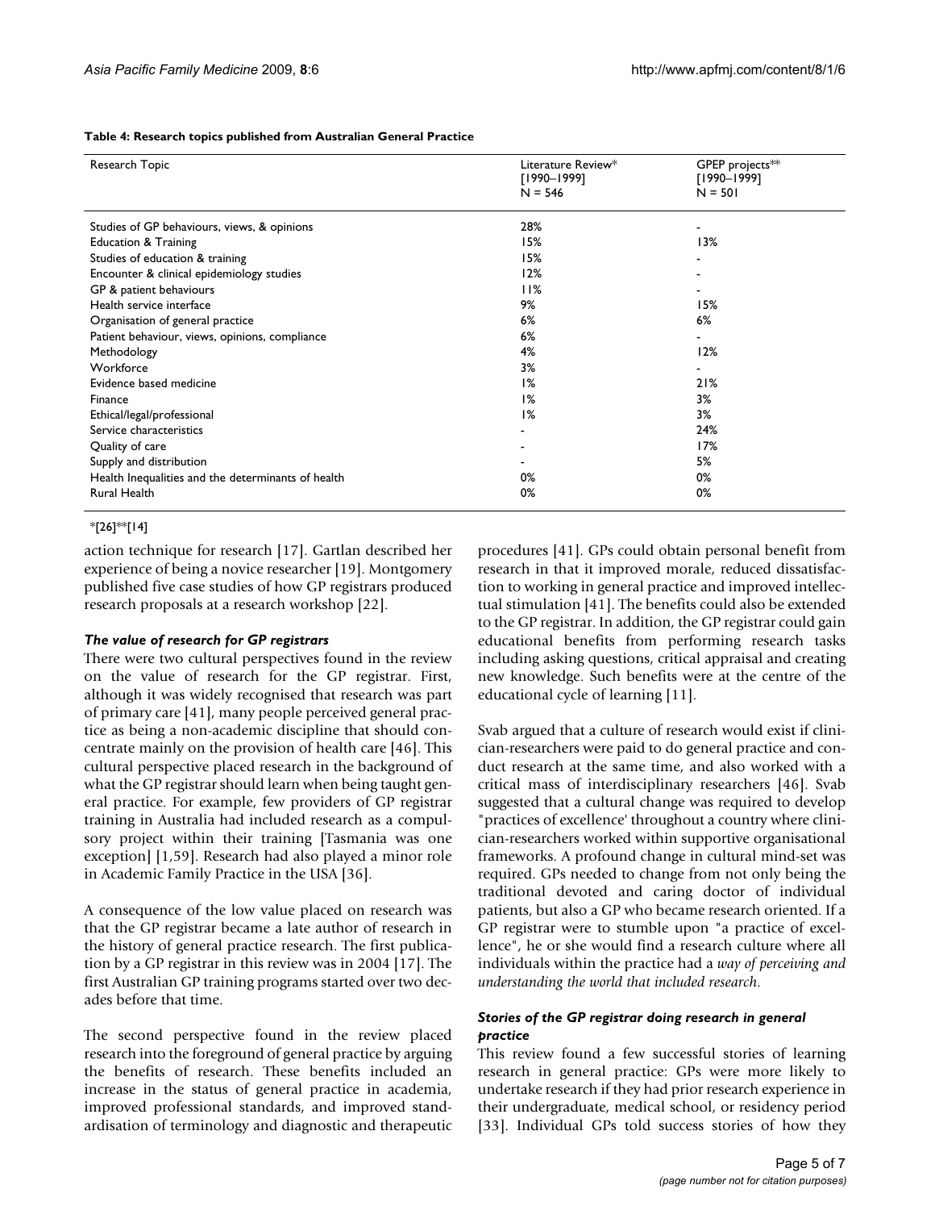**Table 4: Research topics published from Australian General Practice**

| Research Topic | Literature Review* [1990–1999] N = 546 | GPEP projects** [1990–1999] N = 501 |
| --- | --- | --- |
| Studies of GP behaviours, views, & opinions | 28% | - |
| Education & Training | 15% | 13% |
| Studies of education & training | 15% | - |
| Encounter & clinical epidemiology studies | 12% | - |
| GP & patient behaviours | 11% | - |
| Health service interface | 9% | 15% |
| Organisation of general practice | 6% | 6% |
| Patient behaviour, views, opinions, compliance | 6% | - |
| Methodology | 4% | 12% |
| Workforce | 3% | - |
| Evidence based medicine | 1% | 21% |
| Finance | 1% | 3% |
| Ethical/legal/professional | 1% | 3% |
| Service characteristics | - | 24% |
| Quality of care | - | 17% |
| Supply and distribution | - | 5% |
| Health Inequalities and the determinants of health | 0% | 0% |
| Rural Health | 0% | 0% |

*[26]**[14]

action technique for research [17]. Gartlan described her experience of being a novice researcher [19]. Montgomery published five case studies of how GP registrars produced research proposals at a research workshop [22].

### *The value of research for GP registrars*

There were two cultural perspectives found in the review on the value of research for the GP registrar. First, although it was widely recognised that research was part of primary care [41], many people perceived general practice as being a non-academic discipline that should concentrate mainly on the provision of health care [46]. This cultural perspective placed research in the background of what the GP registrar should learn when being taught general practice. For example, few providers of GP registrar training in Australia had included research as a compulsory project within their training [Tasmania was one exception] [1,59]. Research had also played a minor role in Academic Family Practice in the USA [36].

A consequence of the low value placed on research was that the GP registrar became a late author of research in the history of general practice research. The first publication by a GP registrar in this review was in 2004 [17]. The first Australian GP training programs started over two decades before that time.

The second perspective found in the review placed research into the foreground of general practice by arguing the benefits of research. These benefits included an increase in the status of general practice in academia, improved professional standards, and improved standardisation of terminology and diagnostic and therapeutic procedures [41]. GPs could obtain personal benefit from research in that it improved morale, reduced dissatisfaction to working in general practice and improved intellectual stimulation [41]. The benefits could also be extended to the GP registrar. In addition, the GP registrar could gain educational benefits from performing research tasks including asking questions, critical appraisal and creating new knowledge. Such benefits were at the centre of the educational cycle of learning [11].

Svab argued that a culture of research would exist if clinician-researchers were paid to do general practice and conduct research at the same time, and also worked with a critical mass of interdisciplinary researchers [46]. Svab suggested that a cultural change was required to develop "practices of excellence' throughout a country where clinician-researchers worked within supportive organisational frameworks. A profound change in cultural mind-set was required. GPs needed to change from not only being the traditional devoted and caring doctor of individual patients, but also a GP who became research oriented. If a GP registrar were to stumble upon "a practice of excellence", he or she would find a research culture where all individuals within the practice had a *way of perceiving and understanding the world that included research*.

### *Stories of the GP registrar doing research in general practice*

This review found a few successful stories of learning research in general practice: GPs were more likely to undertake research if they had prior research experience in their undergraduate, medical school, or residency period [33]. Individual GPs told success stories of how they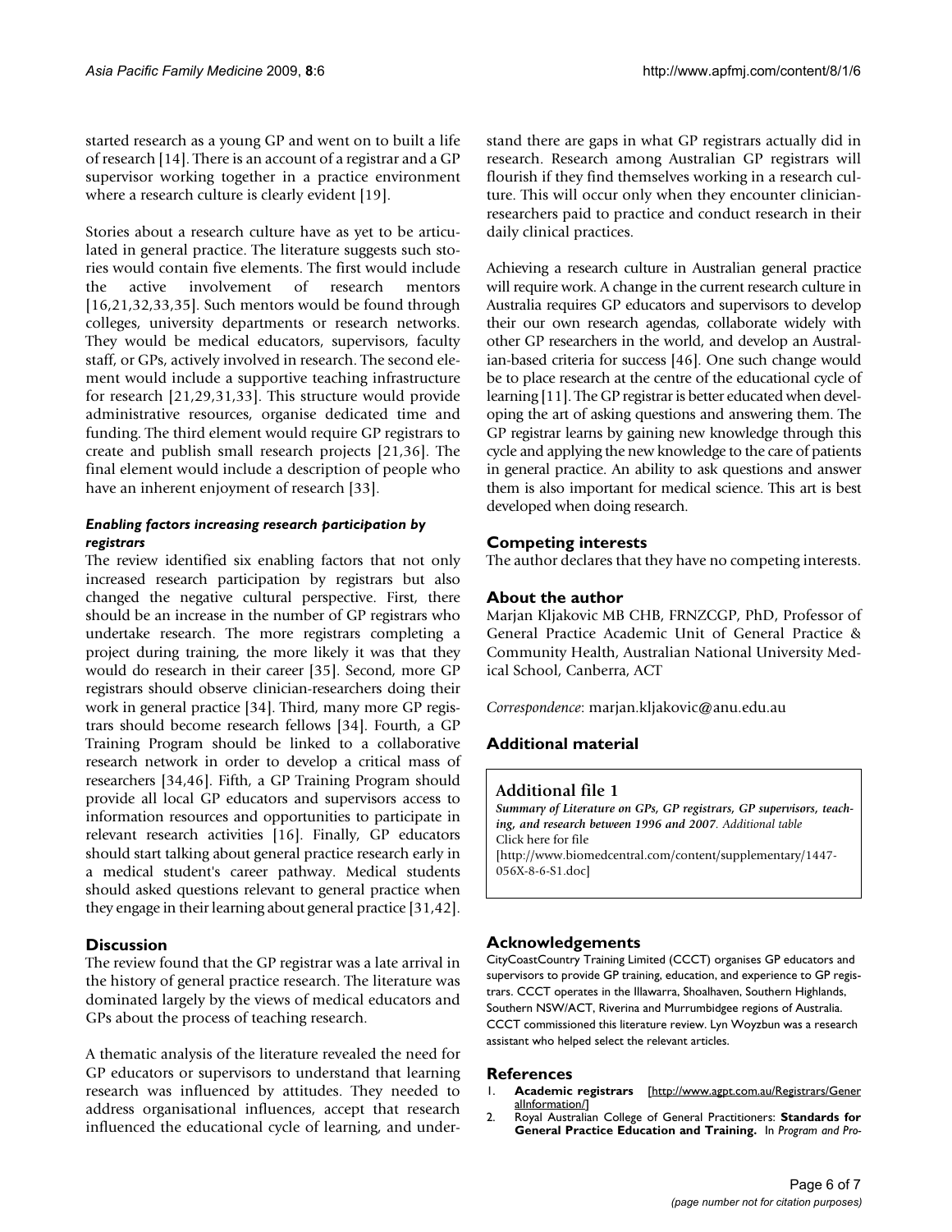started research as a young GP and went on to built a life of research [14]. There is an account of a registrar and a GP supervisor working together in a practice environment where a research culture is clearly evident [19].

Stories about a research culture have as yet to be articulated in general practice. The literature suggests such stories would contain five elements. The first would include the active involvement of research mentors [16,21,32,33,35]. Such mentors would be found through colleges, university departments or research networks. They would be medical educators, supervisors, faculty staff, or GPs, actively involved in research. The second element would include a supportive teaching infrastructure for research [21,29,31,33]. This structure would provide administrative resources, organise dedicated time and funding. The third element would require GP registrars to create and publish small research projects [21,36]. The final element would include a description of people who have an inherent enjoyment of research [33].

#### *Enabling factors increasing research participation by registrars*

The review identified six enabling factors that not only increased research participation by registrars but also changed the negative cultural perspective. First, there should be an increase in the number of GP registrars who undertake research. The more registrars completing a project during training, the more likely it was that they would do research in their career [35]. Second, more GP registrars should observe clinician-researchers doing their work in general practice [34]. Third, many more GP registrars should become research fellows [34]. Fourth, a GP Training Program should be linked to a collaborative research network in order to develop a critical mass of researchers [34,46]. Fifth, a GP Training Program should provide all local GP educators and supervisors access to information resources and opportunities to participate in relevant research activities [16]. Finally, GP educators should start talking about general practice research early in a medical student's career pathway. Medical students should asked questions relevant to general practice when they engage in their learning about general practice [31,42].

## Discussion

The review found that the GP registrar was a late arrival in the history of general practice research. The literature was dominated largely by the views of medical educators and GPs about the process of teaching research.

A thematic analysis of the literature revealed the need for GP educators or supervisors to understand that learning research was influenced by attitudes. They needed to address organisational influences, accept that research influenced the educational cycle of learning, and understand there are gaps in what GP registrars actually did in research. Research among Australian GP registrars will flourish if they find themselves working in a research culture. This will occur only when they encounter clinician-researchers paid to practice and conduct research in their daily clinical practices.

Achieving a research culture in Australian general practice will require work. A change in the current research culture in Australia requires GP educators and supervisors to develop their our own research agendas, collaborate widely with other GP researchers in the world, and develop an Australian-based criteria for success [46]. One such change would be to place research at the centre of the educational cycle of learning [11]. The GP registrar is better educated when developing the art of asking questions and answering them. The GP registrar learns by gaining new knowledge through this cycle and applying the new knowledge to the care of patients in general practice. An ability to ask questions and answer them is also important for medical science. This art is best developed when doing research.

## Competing interests

The author declares that they have no competing interests.

## About the author

Marjan Kljakovic MB CHB, FRNZCGP, PhD, Professor of General Practice Academic Unit of General Practice & Community Health, Australian National University Medical School, Canberra, ACT

*Correspondence*: marjan.kljakovic@anu.edu.au

## Additional material

**Additional file 1**
*Summary of Literature on GPs, GP registrars, GP supervisors, teaching, and research between 1996 and 2007. Additional table*
Click here for file
[http://www.biomedcentral.com/content/supplementary/1447-056X-8-6-S1.doc]

## Acknowledgements

CityCoastCountry Training Limited (CCCT) organises GP educators and supervisors to provide GP training, education, and experience to GP registrars. CCCT operates in the Illawarra, Shoalhaven, Southern Highlands, Southern NSW/ACT, Riverina and Murrumbidgee regions of Australia. CCCT commissioned this literature review. Lyn Woyzbun was a research assistant who helped select the relevant articles.

## References

1. **Academic registrars** [http://www.agpt.com.au/Registrars/GeneralInformation/]
2. Royal Australian College of General Practitioners: **Standards for General Practice Education and Training.** In *Program and Pro-*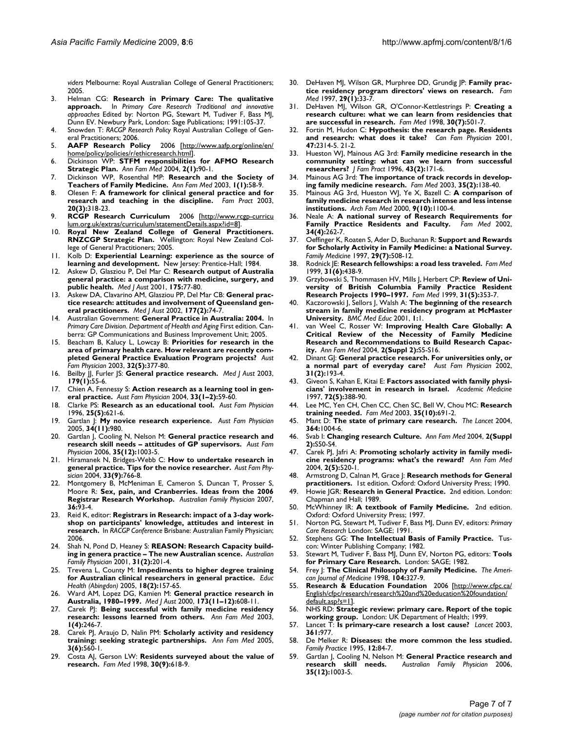*viders* Melbourne: Royal Australian College of General Practitioners; 2005.

3. Helman CG: **Research in Primary Care: The qualitative approach.** In *Primary Care Research Traditional and innovative approaches* Edited by: Norton PG, Stewart M, Tudiver F, Bass MJ, Dunn EV. Newbury Park, London: Sage Publications; 1991:105-37.
4. Snowden T: *RACGP Research Policy* Royal Australian College of General Practitioners; 2006.
5. **AAFP Research Policy** 2006 [http://www.aafp.org/online/en/home/policy/policies/r/ethicresearch.html].
6. Dickinson WP: **STFM responsibilities for AFMO Research Strategic Plan.** *Ann Fam Med* 2004, **2(1):**90-1.
7. Dickinson WP, Rosenthal MP: **Research and the Society of Teachers of Family Medicine.** *Ann Fam Med* 2003, **1(1):**58-9.
8. Olesen F: **A framework for clinical general practice and for research and teaching in the discipline.** *Fam Pract* 2003, **20(3):**318-23.
9. **RCGP Research Curriculum** 2006 [http://www.rcgp-curriculum.org.uk/extras/curriculum/statementDetails.aspx?id=8].
10. **Royal New Zealand College of General Practitioners. RNZCGP Strategic Plan.** Wellington: Royal New Zealand College of General Practitioners; 2005.
11. Kolb D: **Experiential Learning: experience as the source of learning and development.** New Jersey: Prentice-Hall; 1984.
12. Askew D, Glasziou P, Del Mar C: **Research output of Australia general practice: a comparison with medicine, surgery, and public health.** *Med J Aust* 2001, **175:**77-80.
13. Askew DA, Clavarino AM, Glasziou PP, Del Mar CB: **General practice research: attitudes and involvement of Queensland general practitioners.** *Med J Aust* 2002, **177(2):**74-7.
14. Australian Government: **General Practice in Australia: 2004.** In *Primary Care Division. Department of Health and Aging* First edition. Canberra: GP Communications and Business Improvement Unit; 2005.
15. Beacham B, Kalucy L, Lowcay B: **Priorities for research in the area of primary health care. How relevant are recently completed General Practice Evaluation Program projects?** *Aust Fam Physician* 2003, **32(5):**377-80.
16. Beilby JJ, Furler JS: **General practice research.** *Med J Aust* 2003, **179(1):**55-6.
17. Chien A, Fennessy S: **Action research as a learning tool in general practice.** *Aust Fam Physician* 2004, **33(1–2):**59-60.
18. Clarke PS: **Research as an educational tool.** *Aust Fam Physician* 1996, **25(5):**621-6.
19. Gartlan J: **My novice research experience.** *Aust Fam Physician* 2005, **34(11):**980.
20. Gartlan J, Cooling N, Nelson M: **General practice research and research skill needs – attitudes of GP supervisors.** *Aust Fam Physician* 2006, **35(12):**1003-5.
21. Hiramanek N, Bridges-Webb C: **How to undertake research in general practice. Tips for the novice researcher.** *Aust Fam Physician* 2004, **33(9):**766-8.
22. Montgomery B, McMeniman E, Cameron S, Duncan T, Prosser S, Moore R: **Sex, pain, and Cranberries. Ideas from the 2006 Registrar Research Workshop.** *Australian Family Physician* 2007, **36:**93-4.
23. Reid K, editor: **Registrars in Research: impact of a 3-day workshop on participants' knowledge, attitudes and interest in research.** In *RACGP Conference* Brisbane: Australian Family Physician; 2006.
24. Shah N, Pond D, Heaney S: **REASON: Research Capacity building in genera practice – The new Australian scence.** *Australian Family Physician* 2001, **31(2):**201-4.
25. Trevena L, County M: **Impediments to higher degree training for Australian clinical researchers in general practice.** *Educ Health (Abingdon)* 2005, **18(2):**157-65.
26. Ward AM, Lopez DG, Kamien M: **General practice research in Australia, 1980–1999.** *Med J Aust* 2000, **173(11–12):**608-11.
27. Carek PJ: **Being successful with family medicine residency research: lessons learned from others.** *Ann Fam Med* 2003, **1(4):**246-7.
28. Carek PJ, Araujo D, Nalin PM: **Scholarly activity and residency training: seeking strategic partnerships.** *Ann Fam Med* 2005, **3(6):**560-1.
29. Costa AJ, Gerson LW: **Residents surveyed about the value of research.** *Fam Med* 1998, **30(9):**618-9.
30. DeHaven MJ, Wilson GR, Murphree DD, Grundig JP: **Family practice residency program directors' views on research.** *Fam Med* 1997, **29(1):**33-7.
31. DeHaven MJ, Wilson GR, O'Connor-Kettlestrings P: **Creating a research culture: what we can learn from residencies that are successful in research.** *Fam Med* 1998, **30(7):**501-7.
32. Fortin M, Hudon C: **Hypothesis: the research page. Residents and research: what does it take?** *Can Fam Physician* 2001, **47:**2314-5. 21-2.
33. Hueston WJ, Mainous AG 3rd: **Family medicine research in the community setting: what can we learn from successful researchers?** *J Fam Pract* 1996, **43(2):**171-6.
34. Mainous AG 3rd: **The importance of track records in developing family medicine research.** *Fam Med* 2003, **35(2):**138-40.
35. Mainous AG 3rd, Hueston WJ, Ye X, Bazell C: **A comparison of family medicine research in research intense and less intense institutions.** *Arch Fam Med* 2000, **9(10):**1100-4.
36. Neale A: **A national survey of Research Requirements for Family Practice Residents and Faculty.** *Fam Med* 2002, **34(4):**262-7.
37. Oeffinger K, Roaten S, Ader D, Buchanan R: **Support and Rewards for Scholarly Activity in Family Medicine: a National Survey.** *Family Medicine* 1997, **29(7):**508-12.
38. Rodnick JE: **Research fellowships: a road less traveled.** *Fam Med* 1999, **31(6):**438-9.
39. Grzybowski S, Thommasen HV, Mills J, Herbert CP: **Review of University of British Columbia Family Practice Resident Research Projects 1990–1997.** *Fam Med* 1999, **31(5):**353-7.
40. Kaczorowski J, Sellors J, Walsh A: **The beginning of the research stream in family medicine residency program at McMaster University.** *BMC Med Educ* 2001, **1:**1.
41. van Weel C, Rosser W: **Improving Health Care Globally: A Critical Review of the Necessity of Family Medicine Research and Recommendations to Build Research Capacity.** *Ann Fam Med* 2004, **2(Suppl 2):**S5-S16.
42. Dinant GJ: **General practice research. For universities only, or a normal part of everyday care?** *Aust Fam Physician* 2002, **31(2):**193-4.
43. Giveon S, Kahan E, Kitai E: **Factors associated with family physicians' involvement in research in Israel.** *Academic Medicine* 1997, **72(5):**388-90.
44. Lee MC, Yen CH, Chen CC, Chen SC, Bell W, Chou MC: **Research training needed.** *Fam Med* 2003, **35(10):**691-2.
45. Mant D: **The state of primary care research.** *The Lancet* 2004, **364:**1004-6.
46. Svab I: **Changing research Culture.** *Ann Fam Med* 2004, **2(Suppl 2):**S50-S4.
47. Carek PJ, Jafri A: **Promoting scholarly activity in family medicine residency programs: what's the reward?** *Ann Fam Med* 2004, **2(5):**520-1.
48. Armstrong D, Calnan M, Grace J: **Research methods for General practitioners.** 1st edition. Oxford: Oxford University Press; 1990.
49. Howie JGR: **Research in General Practice.** 2nd edition. London: Chapman and Hall; 1989.
50. McWhinney IR: **A textbook of Family Medicine.** 2nd edition. Oxford: Oxford University Press; 1997.
51. Norton PG, Stewart M, Tudiver F, Bass MJ, Dunn EV, editors: *Primary Care Research* London: SAGE; 1991.
52. Stephens GG: **The Intellectual Basis of Family Practice.** Tuscon: Winter Publishing Company; 1982.
53. Stewart M, Tudiver F, Bass MJ, Dunn EV, Norton PG, editors: **Tools for Primary Care Research.** London: SAGE; 1982.
54. Frey J: **The Clinical Philosophy of Family Medicine.** *The American Journal of Medicine* 1998, **104:**327-9.
55. **Research & Education Foundation** 2006 [http://www.cfpc.ca/English/cfpc/research/research%20and%20education%20foundation/default.asp?s=1].
56. NHS RD: **Strategic review: primary care. Report of the topic working group.** London: UK Department of Health; 1999.
57. Lancet T: **Is primary-care research a lost cause?** *Lancet* 2003, **361:**977.
58. De Melker R: **Diseases: the more common the less studied.** *Family Practice* 1995, **12:**84-7.
59. Gartlan J, Cooling N, Nelson M: **General Practice research and research skill needs.** *Australian Family Physician* 2006, **35(12):**1003-5.